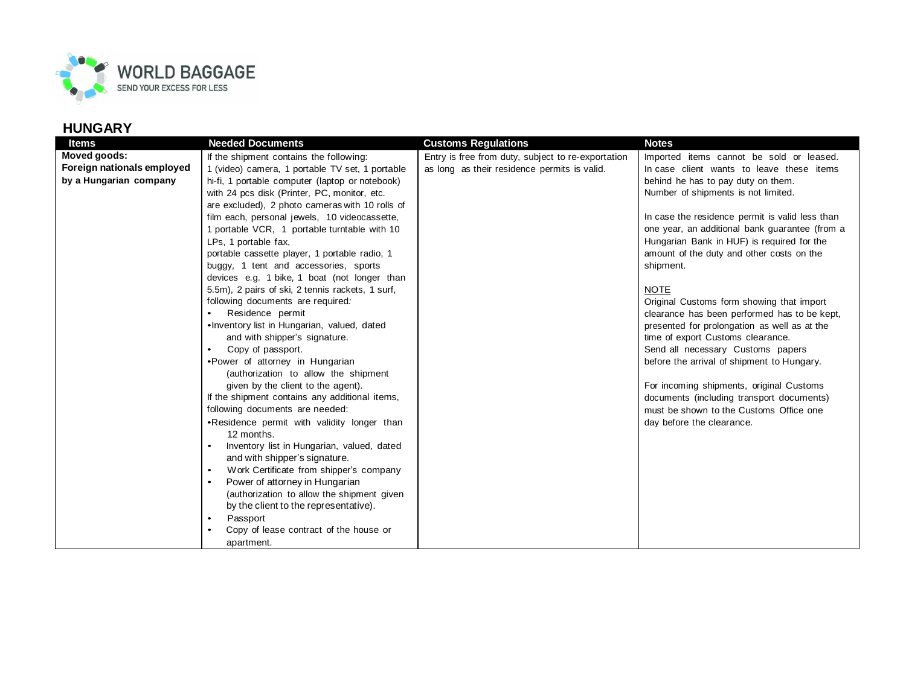WORLD BAGGAGE
SEND YOUR EXCESS FOR LESS

## HUNGARY

| Items | Needed Documents | Customs Regulations | Notes |
|---|---|---|---|
| **Moved goods: Foreign nationals employed by a Hungarian company** | If the shipment contains the following: 1 (video) camera, 1 portable TV set, 1 portable hi-fi, 1 portable computer (laptop or notebook) with 24 pcs disk (Printer, PC, monitor, etc. are excluded), 2 photo cameras with 10 rolls of film each, personal jewels, 10 videocassette, 1 portable VCR, 1 portable turntable with 10 LPs, 1 portable fax, portable cassette player, 1 portable radio, 1 buggy, 1 tent and accessories, sports devices e.g. 1 bike, 1 boat (not longer than 5.5m), 2 pairs of ski, 2 tennis rackets, 1 surf, following documents are required:<br>• Residence permit<br>• Inventory list in Hungarian, valued, dated and with shipper's signature.<br>• Copy of passport.<br>• Power of attorney in Hungarian (authorization to allow the shipment given by the client to the agent).<br>If the shipment contains any additional items, following documents are needed:<br>• Residence permit with validity longer than 12 months.<br>• Inventory list in Hungarian, valued, dated and with shipper's signature.<br>• Work Certificate from shipper's company<br>• Power of attorney in Hungarian (authorization to allow the shipment given by the client to the representative).<br>• Passport<br>• Copy of lease contract of the house or apartment. | Entry is free from duty, subject to re-exportation as long as their residence permits is valid. | Imported items cannot be sold or leased. In case client wants to leave these items behind he has to pay duty on them. Number of shipments is not limited.<br><br>In case the residence permit is valid less than one year, an additional bank guarantee (from a Hungarian Bank in HUF) is required for the amount of the duty and other costs on the shipment.<br><br>NOTE<br>Original Customs form showing that import clearance has been performed has to be kept, presented for prolongation as well as at the time of export Customs clearance. Send all necessary Customs papers before the arrival of shipment to Hungary.<br><br>For incoming shipments, original Customs documents (including transport documents) must be shown to the Customs Office one day before the clearance. |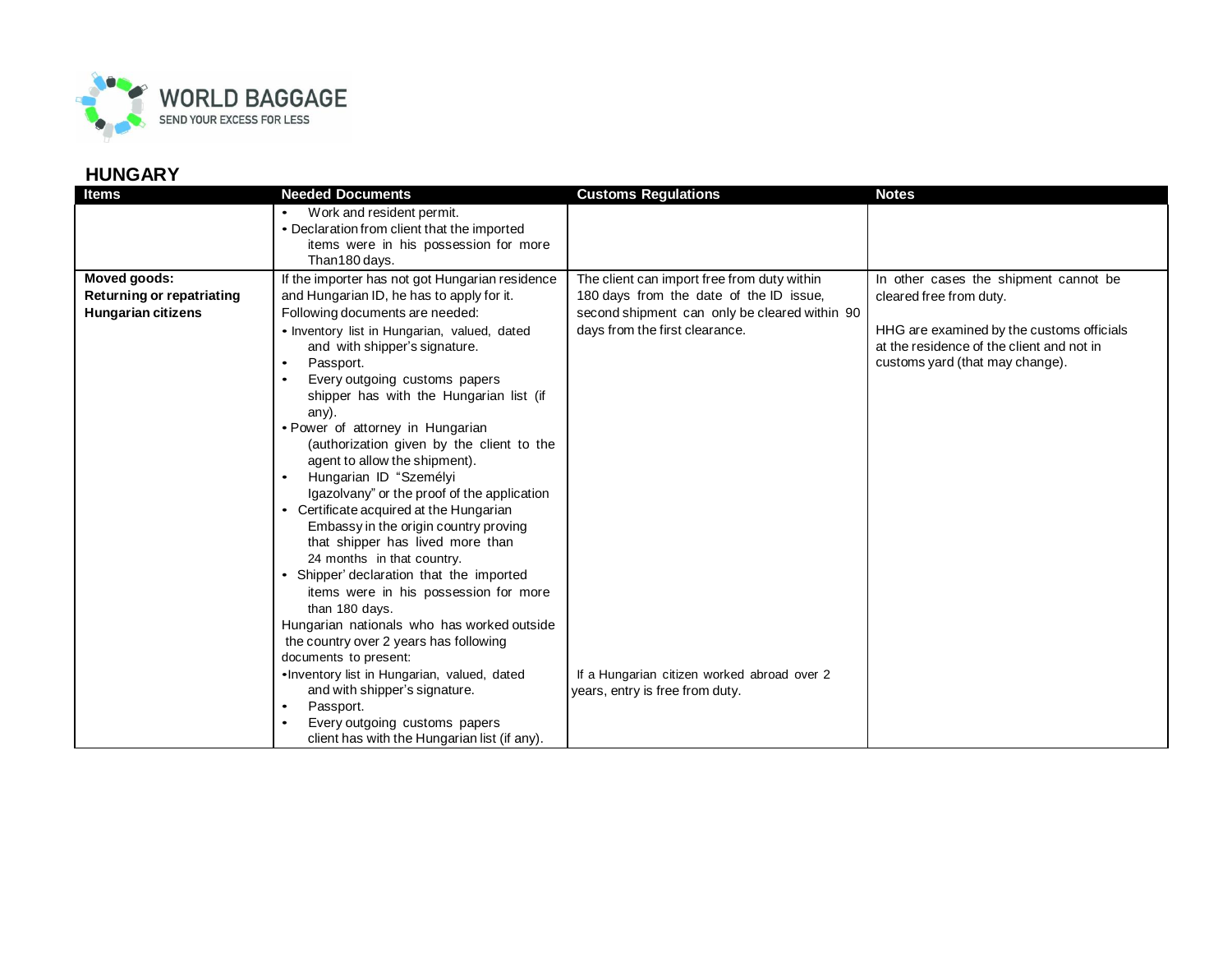## HUNGARY

| Items | Needed Documents | Customs Regulations | Notes |
|---|---|---|---|
| | • Work and resident permit.<br>• Declaration from client that the imported items were in his possession for more Than180 days. | | |
| **Moved goods: Returning or repatriating Hungarian citizens** | If the importer has not got Hungarian residence and Hungarian ID, he has to apply for it.<br>Following documents are needed:<br>• Inventory list in Hungarian, valued, dated and with shipper's signature.<br>• Passport.<br>• Every outgoing customs papers shipper has with the Hungarian list (if any).<br>• Power of attorney in Hungarian (authorization given by the client to the agent to allow the shipment).<br>• Hungarian ID "Személyi Igazolvany" or the proof of the application<br>• Certificate acquired at the Hungarian Embassy in the origin country proving that shipper has lived more than 24 months in that country.<br>• Shipper' declaration that the imported items were in his possession for more than 180 days.<br>Hungarian nationals who has worked outside the country over 2 years has following documents to present:<br>• Inventory list in Hungarian, valued, dated and with shipper's signature.<br>• Passport.<br>• Every outgoing customs papers client has with the Hungarian list (if any). | The client can import free from duty within 180 days from the date of the ID issue, second shipment can only be cleared within 90 days from the first clearance.<br><br>If a Hungarian citizen worked abroad over 2 years, entry is free from duty. | In other cases the shipment cannot be cleared free from duty.<br><br>HHG are examined by the customs officials at the residence of the client and not in customs yard (that may change). |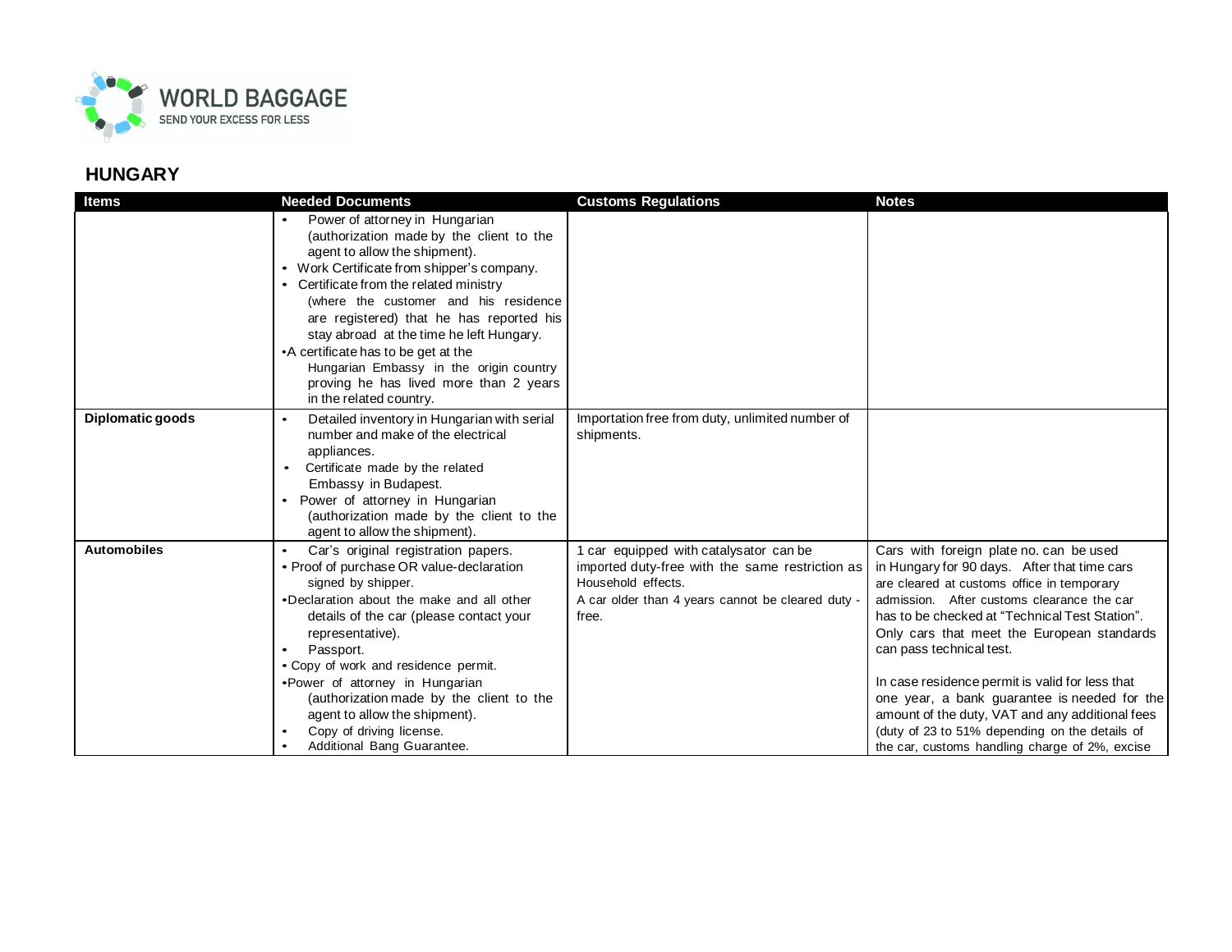## HUNGARY

| Items | Needed Documents | Customs Regulations | Notes |
|---|---|---|---|
| | • Power of attorney in Hungarian (authorization made by the client to the agent to allow the shipment).<br>• Work Certificate from shipper's company.<br>• Certificate from the related ministry (where the customer and his residence are registered) that he has reported his stay abroad at the time he left Hungary.<br>• A certificate has to be get at the Hungarian Embassy in the origin country proving he has lived more than 2 years in the related country. | | |
| **Diplomatic goods** | • Detailed inventory in Hungarian with serial number and make of the electrical appliances.<br>• Certificate made by the related Embassy in Budapest.<br>• Power of attorney in Hungarian (authorization made by the client to the agent to allow the shipment). | Importation free from duty, unlimited number of shipments. | |
| **Automobiles** | • Car's original registration papers.<br>• Proof of purchase OR value-declaration signed by shipper.<br>• Declaration about the make and all other details of the car (please contact your representative).<br>• Passport.<br>• Copy of work and residence permit.<br>• Power of attorney in Hungarian (authorization made by the client to the agent to allow the shipment).<br>• Copy of driving license.<br>• Additional Bang Guarantee. | 1 car equipped with catalysator can be imported duty-free with the same restriction as Household effects.<br>A car older than 4 years cannot be cleared duty - free. | Cars with foreign plate no. can be used in Hungary for 90 days. After that time cars are cleared at customs office in temporary admission. After customs clearance the car has to be checked at "Technical Test Station". Only cars that meet the European standards can pass technical test.<br><br>In case residence permit is valid for less that one year, a bank guarantee is needed for the amount of the duty, VAT and any additional fees (duty of 23 to 51% depending on the details of the car, customs handling charge of 2%, excise |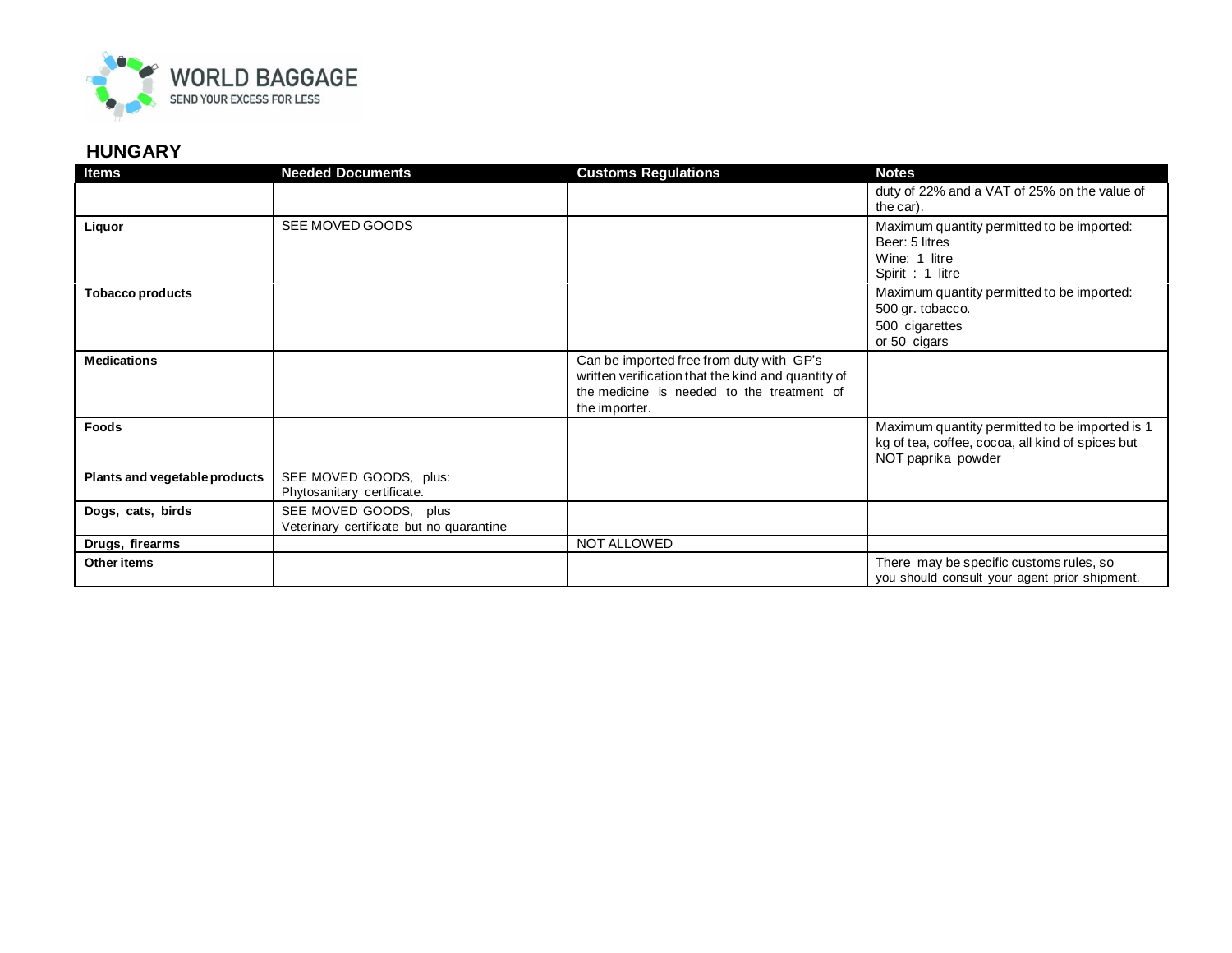## HUNGARY

| Items | Needed Documents | Customs Regulations | Notes |
|---|---|---|---|
| | | | duty of 22% and a VAT of 25% on the value of the car). |
| **Liquor** | SEE MOVED GOODS | | Maximum quantity permitted to be imported:<br>Beer: 5 litres<br>Wine: 1 litre<br>Spirit : 1 litre |
| **Tobacco products** | | | Maximum quantity permitted to be imported:<br>500 gr. tobacco.<br>500 cigarettes<br>or 50 cigars |
| **Medications** | | Can be imported free from duty with GP's written verification that the kind and quantity of the medicine is needed to the treatment of the importer. | |
| **Foods** | | | Maximum quantity permitted to be imported is 1 kg of tea, coffee, cocoa, all kind of spices but NOT paprika powder |
| **Plants and vegetable products** | SEE MOVED GOODS, plus:<br>Phytosanitary certificate. | | |
| **Dogs, cats, birds** | SEE MOVED GOODS, plus<br>Veterinary certificate but no quarantine | | |
| **Drugs, firearms** | | NOT ALLOWED | |
| **Other items** | | | There may be specific customs rules, so you should consult your agent prior shipment. |